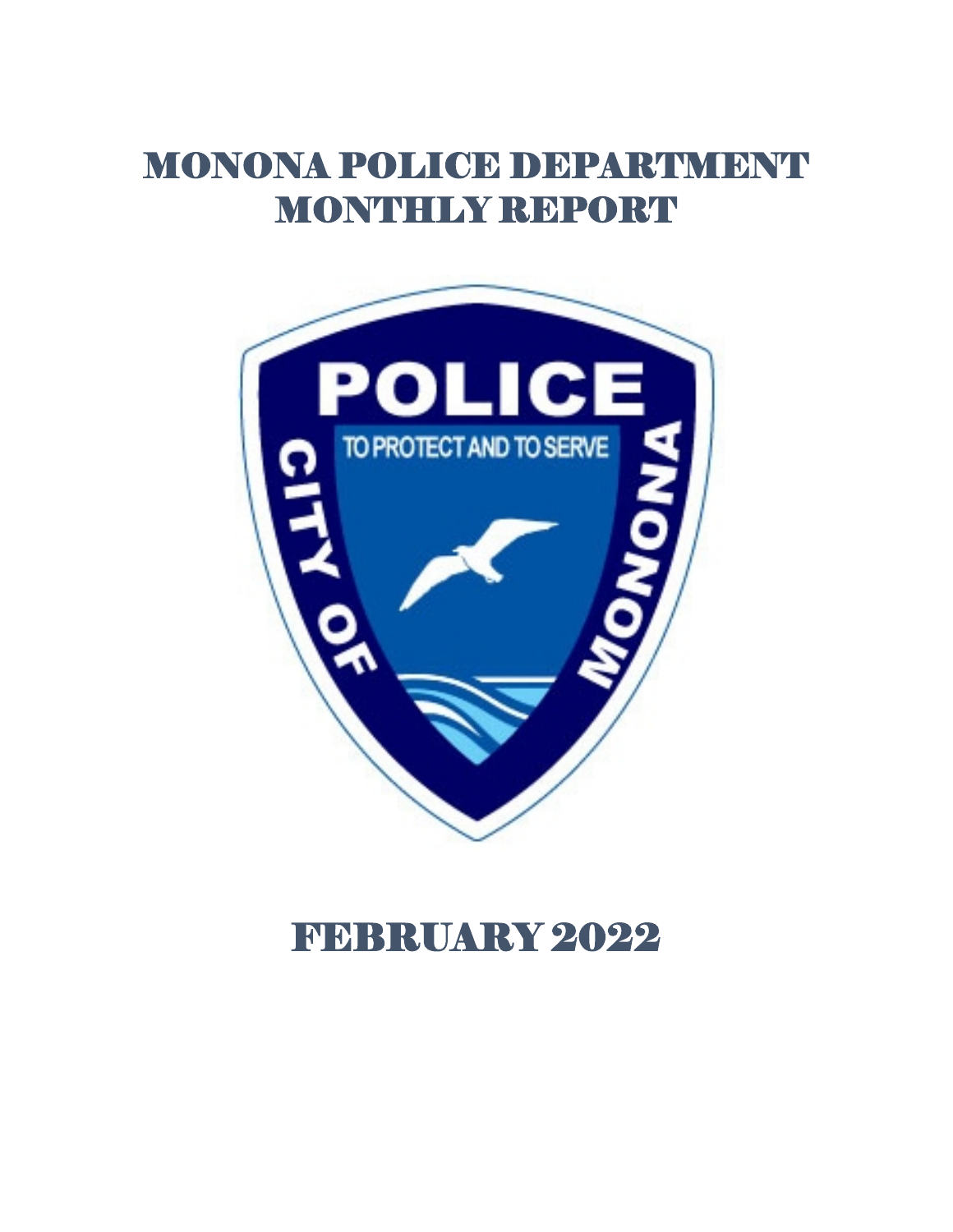# MONONA POLICE DEPARTMENT MONTHLY REPORT

# FEBRUARY 2022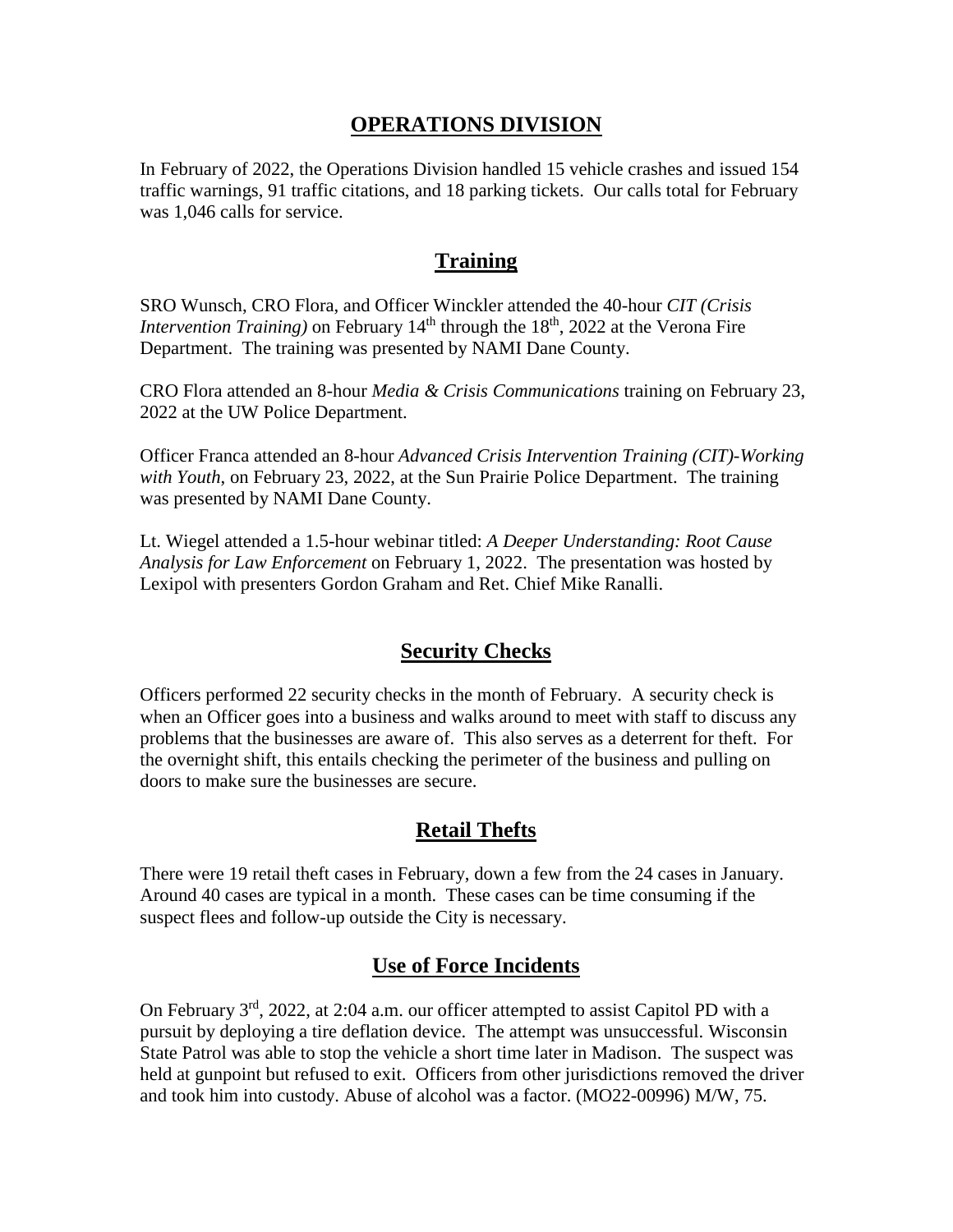# OPERATIONS DIVISION

In February of 2022, the Operations Division handled 15 vehicle crashes and issued 154 traffic warnings, 91 traffic citations, and 18 parking tickets. Our calls total for February was 1,046 calls for service.

## Training

SRO Wunsch, CRO Flora, and Officer Winckler attended the 40-hour *CIT (Crisis Intervention Training)* on February 14th through the 18th, 2022 at the Verona Fire Department. The training was presented by NAMI Dane County.

CRO Flora attended an 8-hour *Media & Crisis Communications* training on February 23, 2022 at the UW Police Department.

Officer Franca attended an 8-hour *Advanced Crisis Intervention Training (CIT)-Working with Youth*, on February 23, 2022, at the Sun Prairie Police Department. The training was presented by NAMI Dane County.

Lt. Wiegel attended a 1.5-hour webinar titled: *A Deeper Understanding: Root Cause Analysis for Law Enforcement* on February 1, 2022. The presentation was hosted by Lexipol with presenters Gordon Graham and Ret. Chief Mike Ranalli.

## Security Checks

Officers performed 22 security checks in the month of February. A security check is when an Officer goes into a business and walks around to meet with staff to discuss any problems that the businesses are aware of. This also serves as a deterrent for theft. For the overnight shift, this entails checking the perimeter of the business and pulling on doors to make sure the businesses are secure.

## Retail Thefts

There were 19 retail theft cases in February, down a few from the 24 cases in January. Around 40 cases are typical in a month. These cases can be time consuming if the suspect flees and follow-up outside the City is necessary.

## Use of Force Incidents

On February 3rd, 2022, at 2:04 a.m. our officer attempted to assist Capitol PD with a pursuit by deploying a tire deflation device. The attempt was unsuccessful. Wisconsin State Patrol was able to stop the vehicle a short time later in Madison. The suspect was held at gunpoint but refused to exit. Officers from other jurisdictions removed the driver and took him into custody. Abuse of alcohol was a factor. (MO22-00996) M/W, 75.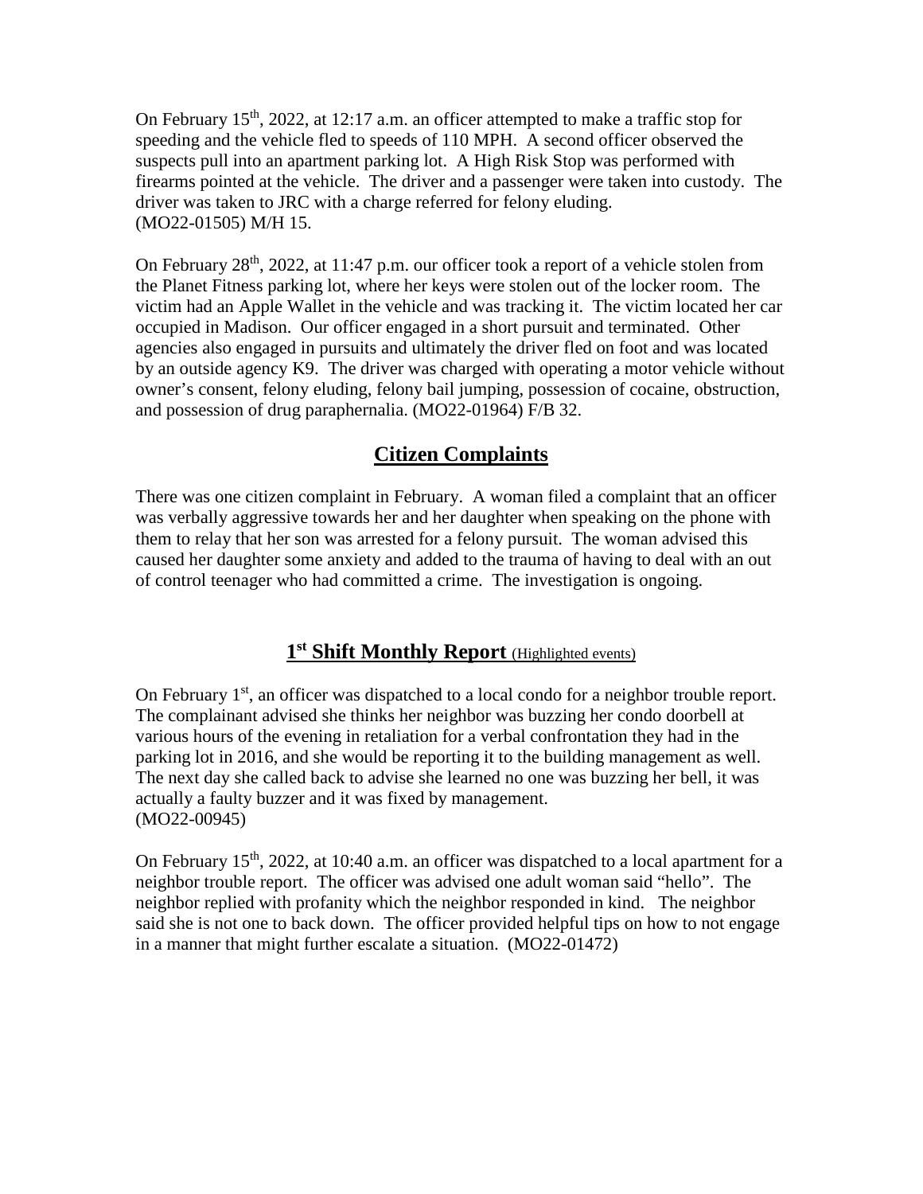On February 15th, 2022, at 12:17 a.m. an officer attempted to make a traffic stop for speeding and the vehicle fled to speeds of 110 MPH. A second officer observed the suspects pull into an apartment parking lot. A High Risk Stop was performed with firearms pointed at the vehicle. The driver and a passenger were taken into custody. The driver was taken to JRC with a charge referred for felony eluding. (MO22-01505) M/H 15.

On February 28th, 2022, at 11:47 p.m. our officer took a report of a vehicle stolen from the Planet Fitness parking lot, where her keys were stolen out of the locker room. The victim had an Apple Wallet in the vehicle and was tracking it. The victim located her car occupied in Madison. Our officer engaged in a short pursuit and terminated. Other agencies also engaged in pursuits and ultimately the driver fled on foot and was located by an outside agency K9. The driver was charged with operating a motor vehicle without owner's consent, felony eluding, felony bail jumping, possession of cocaine, obstruction, and possession of drug paraphernalia. (MO22-01964) F/B 32.

## Citizen Complaints

There was one citizen complaint in February. A woman filed a complaint that an officer was verbally aggressive towards her and her daughter when speaking on the phone with them to relay that her son was arrested for a felony pursuit. The woman advised this caused her daughter some anxiety and added to the trauma of having to deal with an out of control teenager who had committed a crime. The investigation is ongoing.

## 1st Shift Monthly Report (Highlighted events)

On February 1st, an officer was dispatched to a local condo for a neighbor trouble report. The complainant advised she thinks her neighbor was buzzing her condo doorbell at various hours of the evening in retaliation for a verbal confrontation they had in the parking lot in 2016, and she would be reporting it to the building management as well. The next day she called back to advise she learned no one was buzzing her bell, it was actually a faulty buzzer and it was fixed by management. (MO22-00945)

On February 15th, 2022, at 10:40 a.m. an officer was dispatched to a local apartment for a neighbor trouble report. The officer was advised one adult woman said "hello". The neighbor replied with profanity which the neighbor responded in kind. The neighbor said she is not one to back down. The officer provided helpful tips on how to not engage in a manner that might further escalate a situation. (MO22-01472)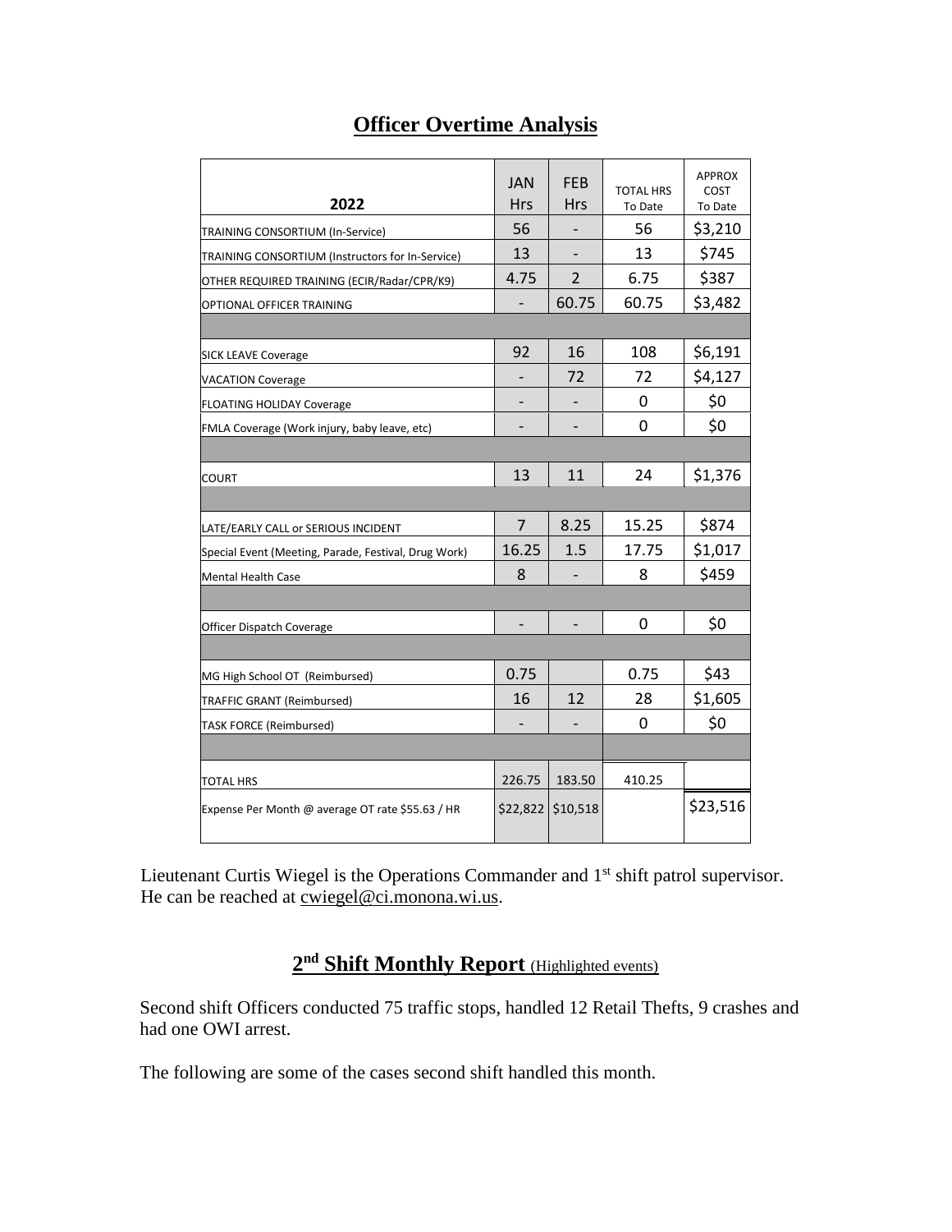# Officer Overtime Analysis

| 2022 | JAN Hrs | FEB Hrs | TOTAL HRS To Date | APPROX COST To Date |
|---|---|---|---|---|
| TRAINING CONSORTIUM (In-Service) | 56 | - | 56 | $3,210 |
| TRAINING CONSORTIUM (Instructors for In-Service) | 13 | - | 13 | $745 |
| OTHER REQUIRED TRAINING (ECIR/Radar/CPR/K9) | 4.75 | 2 | 6.75 | $387 |
| OPTIONAL OFFICER TRAINING | - | 60.75 | 60.75 | $3,482 |
| | | | | |
| SICK LEAVE Coverage | 92 | 16 | 108 | $6,191 |
| VACATION Coverage | - | 72 | 72 | $4,127 |
| FLOATING HOLIDAY Coverage | - | - | 0 | $0 |
| FMLA Coverage (Work injury, baby leave, etc) | - | - | 0 | $0 |
| | | | | |
| COURT | 13 | 11 | 24 | $1,376 |
| | | | | |
| LATE/EARLY CALL or SERIOUS INCIDENT | 7 | 8.25 | 15.25 | $874 |
| Special Event (Meeting, Parade, Festival, Drug Work) | 16.25 | 1.5 | 17.75 | $1,017 |
| Mental Health Case | 8 | - | 8 | $459 |
| | | | | |
| Officer Dispatch Coverage | - | - | 0 | $0 |
| | | | | |
| MG High School OT (Reimbursed) | 0.75 | | 0.75 | $43 |
| TRAFFIC GRANT (Reimbursed) | 16 | 12 | 28 | $1,605 |
| TASK FORCE (Reimbursed) | - | - | 0 | $0 |
| | | | | |
| TOTAL HRS | 226.75 | 183.50 | 410.25 | |
| Expense Per Month @ average OT rate $55.63 / HR | $22,822 | $10,518 | | $23,516 |

Lieutenant Curtis Wiegel is the Operations Commander and 1st shift patrol supervisor. He can be reached at cwiegel@ci.monona.wi.us.

## 2nd Shift Monthly Report (Highlighted events)

Second shift Officers conducted 75 traffic stops, handled 12 Retail Thefts, 9 crashes and had one OWI arrest.

The following are some of the cases second shift handled this month.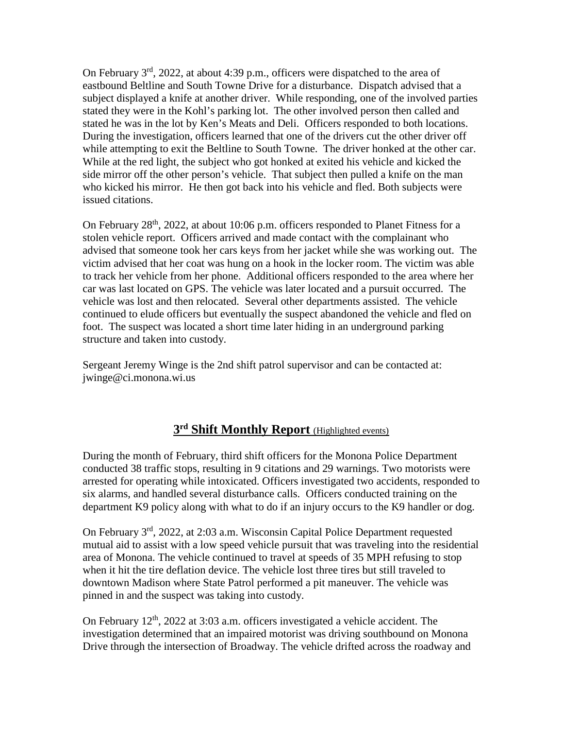On February 3rd, 2022, at about 4:39 p.m., officers were dispatched to the area of eastbound Beltline and South Towne Drive for a disturbance. Dispatch advised that a subject displayed a knife at another driver. While responding, one of the involved parties stated they were in the Kohl's parking lot. The other involved person then called and stated he was in the lot by Ken's Meats and Deli. Officers responded to both locations. During the investigation, officers learned that one of the drivers cut the other driver off while attempting to exit the Beltline to South Towne. The driver honked at the other car. While at the red light, the subject who got honked at exited his vehicle and kicked the side mirror off the other person's vehicle. That subject then pulled a knife on the man who kicked his mirror. He then got back into his vehicle and fled. Both subjects were issued citations.

On February 28th, 2022, at about 10:06 p.m. officers responded to Planet Fitness for a stolen vehicle report. Officers arrived and made contact with the complainant who advised that someone took her cars keys from her jacket while she was working out. The victim advised that her coat was hung on a hook in the locker room. The victim was able to track her vehicle from her phone. Additional officers responded to the area where her car was last located on GPS. The vehicle was later located and a pursuit occurred. The vehicle was lost and then relocated. Several other departments assisted. The vehicle continued to elude officers but eventually the suspect abandoned the vehicle and fled on foot. The suspect was located a short time later hiding in an underground parking structure and taken into custody.

Sergeant Jeremy Winge is the 2nd shift patrol supervisor and can be contacted at: jwinge@ci.monona.wi.us

## 3rd Shift Monthly Report (Highlighted events)

During the month of February, third shift officers for the Monona Police Department conducted 38 traffic stops, resulting in 9 citations and 29 warnings. Two motorists were arrested for operating while intoxicated. Officers investigated two accidents, responded to six alarms, and handled several disturbance calls. Officers conducted training on the department K9 policy along with what to do if an injury occurs to the K9 handler or dog.

On February 3rd, 2022, at 2:03 a.m. Wisconsin Capital Police Department requested mutual aid to assist with a low speed vehicle pursuit that was traveling into the residential area of Monona. The vehicle continued to travel at speeds of 35 MPH refusing to stop when it hit the tire deflation device. The vehicle lost three tires but still traveled to downtown Madison where State Patrol performed a pit maneuver. The vehicle was pinned in and the suspect was taking into custody.

On February 12th, 2022 at 3:03 a.m. officers investigated a vehicle accident. The investigation determined that an impaired motorist was driving southbound on Monona Drive through the intersection of Broadway. The vehicle drifted across the roadway and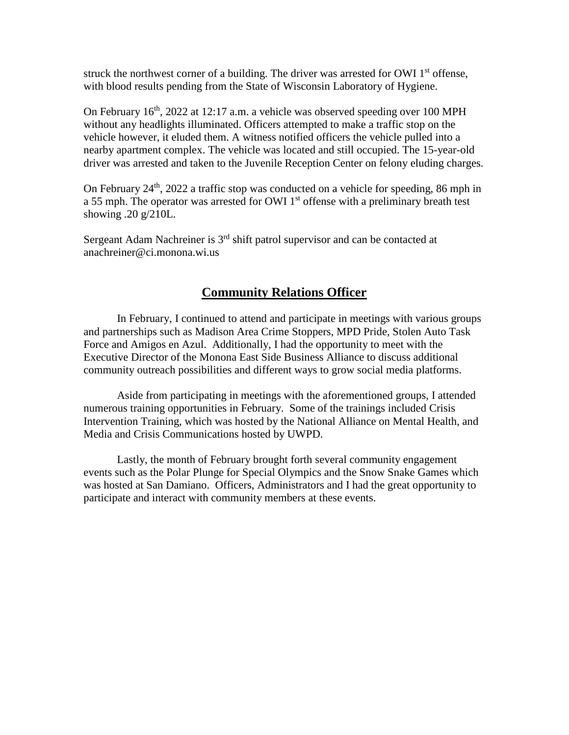struck the northwest corner of a building. The driver was arrested for OWI 1st offense, with blood results pending from the State of Wisconsin Laboratory of Hygiene.

On February 16th, 2022 at 12:17 a.m. a vehicle was observed speeding over 100 MPH without any headlights illuminated. Officers attempted to make a traffic stop on the vehicle however, it eluded them. A witness notified officers the vehicle pulled into a nearby apartment complex. The vehicle was located and still occupied. The 15-year-old driver was arrested and taken to the Juvenile Reception Center on felony eluding charges.

On February 24th, 2022 a traffic stop was conducted on a vehicle for speeding, 86 mph in a 55 mph. The operator was arrested for OWI 1st offense with a preliminary breath test showing .20 g/210L.

Sergeant Adam Nachreiner is 3rd shift patrol supervisor and can be contacted at anachreiner@ci.monona.wi.us

## Community Relations Officer

In February, I continued to attend and participate in meetings with various groups and partnerships such as Madison Area Crime Stoppers, MPD Pride, Stolen Auto Task Force and Amigos en Azul. Additionally, I had the opportunity to meet with the Executive Director of the Monona East Side Business Alliance to discuss additional community outreach possibilities and different ways to grow social media platforms.

Aside from participating in meetings with the aforementioned groups, I attended numerous training opportunities in February. Some of the trainings included Crisis Intervention Training, which was hosted by the National Alliance on Mental Health, and Media and Crisis Communications hosted by UWPD.

Lastly, the month of February brought forth several community engagement events such as the Polar Plunge for Special Olympics and the Snow Snake Games which was hosted at San Damiano. Officers, Administrators and I had the great opportunity to participate and interact with community members at these events.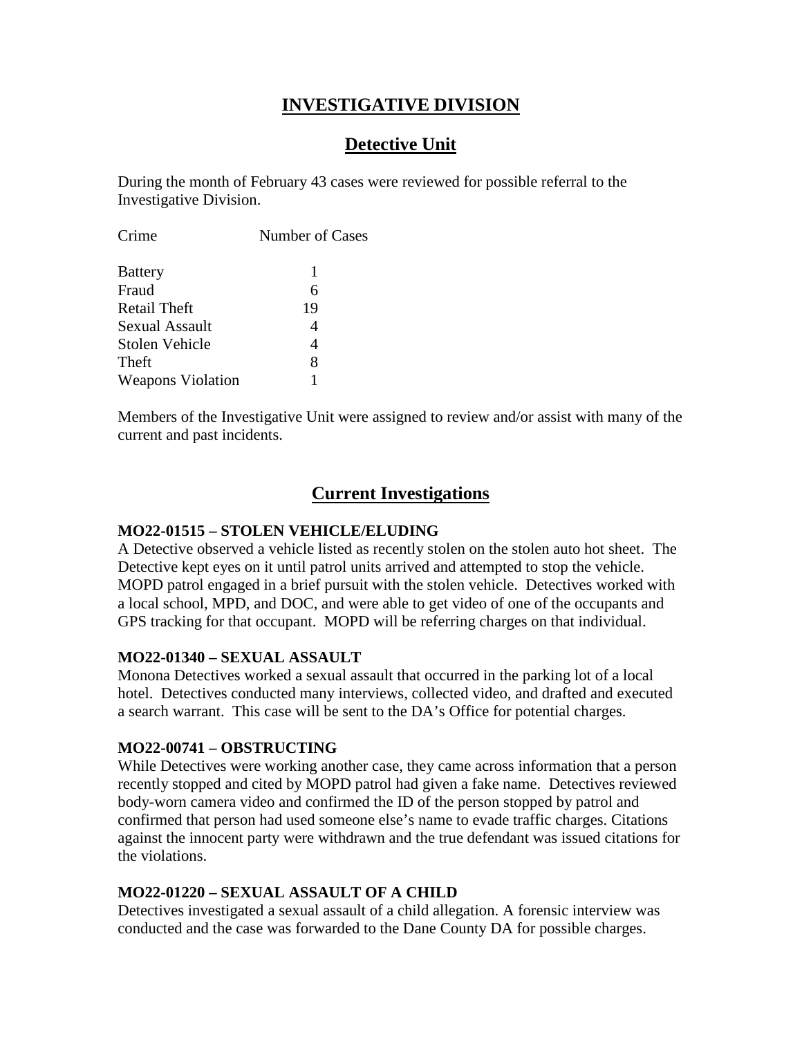# INVESTIGATIVE DIVISION

## Detective Unit

During the month of February 43 cases were reviewed for possible referral to the Investigative Division.

| Crime | Number of Cases |
| --- | --- |
| Battery | 1 |
| Fraud | 6 |
| Retail Theft | 19 |
| Sexual Assault | 4 |
| Stolen Vehicle | 4 |
| Theft | 8 |
| Weapons Violation | 1 |

Members of the Investigative Unit were assigned to review and/or assist with many of the current and past incidents.

## Current Investigations

**MO22-01515 – STOLEN VEHICLE/ELUDING**

A Detective observed a vehicle listed as recently stolen on the stolen auto hot sheet. The Detective kept eyes on it until patrol units arrived and attempted to stop the vehicle. MOPD patrol engaged in a brief pursuit with the stolen vehicle. Detectives worked with a local school, MPD, and DOC, and were able to get video of one of the occupants and GPS tracking for that occupant. MOPD will be referring charges on that individual.

**MO22-01340 – SEXUAL ASSAULT**

Monona Detectives worked a sexual assault that occurred in the parking lot of a local hotel. Detectives conducted many interviews, collected video, and drafted and executed a search warrant. This case will be sent to the DA's Office for potential charges.

**MO22-00741 – OBSTRUCTING**

While Detectives were working another case, they came across information that a person recently stopped and cited by MOPD patrol had given a fake name. Detectives reviewed body-worn camera video and confirmed the ID of the person stopped by patrol and confirmed that person had used someone else's name to evade traffic charges. Citations against the innocent party were withdrawn and the true defendant was issued citations for the violations.

**MO22-01220 – SEXUAL ASSAULT OF A CHILD**

Detectives investigated a sexual assault of a child allegation. A forensic interview was conducted and the case was forwarded to the Dane County DA for possible charges.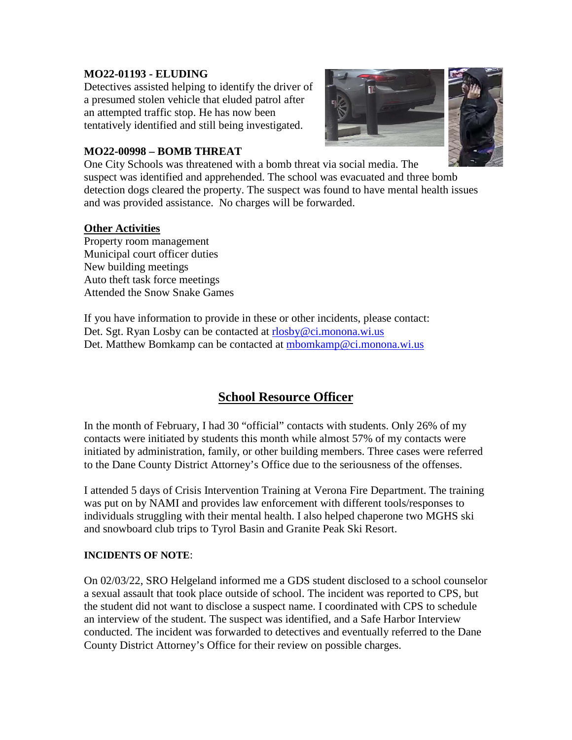**MO22-01193 - ELUDING**

Detectives assisted helping to identify the driver of a presumed stolen vehicle that eluded patrol after an attempted traffic stop. He has now been tentatively identified and still being investigated.

**MO22-00998 – BOMB THREAT**

One City Schools was threatened with a bomb threat via social media. The suspect was identified and apprehended. The school was evacuated and three bomb detection dogs cleared the property. The suspect was found to have mental health issues and was provided assistance. No charges will be forwarded.

**Other Activities**

Property room management
Municipal court officer duties
New building meetings
Auto theft task force meetings
Attended the Snow Snake Games

If you have information to provide in these or other incidents, please contact:
Det. Sgt. Ryan Losby can be contacted at rlosby@ci.monona.wi.us
Det. Matthew Bomkamp can be contacted at mbomkamp@ci.monona.wi.us

## School Resource Officer

In the month of February, I had 30 "official" contacts with students. Only 26% of my contacts were initiated by students this month while almost 57% of my contacts were initiated by administration, family, or other building members. Three cases were referred to the Dane County District Attorney's Office due to the seriousness of the offenses.

I attended 5 days of Crisis Intervention Training at Verona Fire Department. The training was put on by NAMI and provides law enforcement with different tools/responses to individuals struggling with their mental health. I also helped chaperone two MGHS ski and snowboard club trips to Tyrol Basin and Granite Peak Ski Resort.

**INCIDENTS OF NOTE**:

On 02/03/22, SRO Helgeland informed me a GDS student disclosed to a school counselor a sexual assault that took place outside of school. The incident was reported to CPS, but the student did not want to disclose a suspect name. I coordinated with CPS to schedule an interview of the student. The suspect was identified, and a Safe Harbor Interview conducted. The incident was forwarded to detectives and eventually referred to the Dane County District Attorney's Office for their review on possible charges.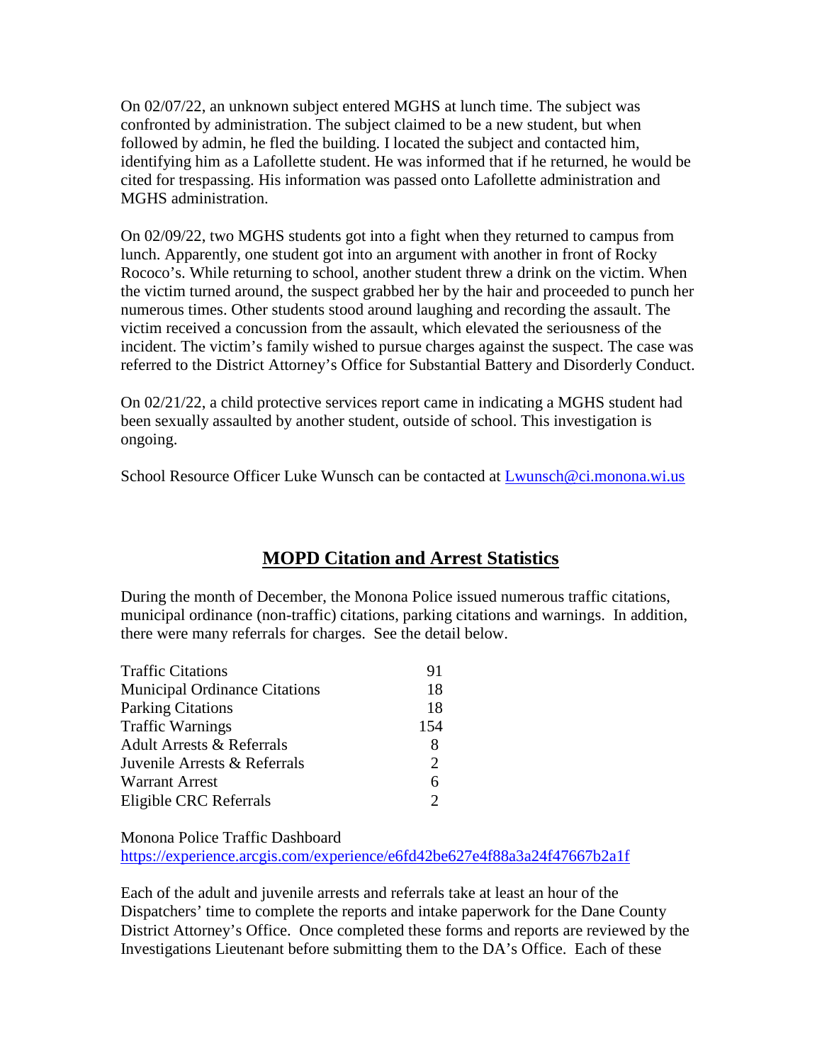On 02/07/22, an unknown subject entered MGHS at lunch time. The subject was confronted by administration. The subject claimed to be a new student, but when followed by admin, he fled the building. I located the subject and contacted him, identifying him as a Lafollette student. He was informed that if he returned, he would be cited for trespassing. His information was passed onto Lafollette administration and MGHS administration.

On 02/09/22, two MGHS students got into a fight when they returned to campus from lunch. Apparently, one student got into an argument with another in front of Rocky Rococo's. While returning to school, another student threw a drink on the victim. When the victim turned around, the suspect grabbed her by the hair and proceeded to punch her numerous times. Other students stood around laughing and recording the assault. The victim received a concussion from the assault, which elevated the seriousness of the incident. The victim's family wished to pursue charges against the suspect. The case was referred to the District Attorney's Office for Substantial Battery and Disorderly Conduct.

On 02/21/22, a child protective services report came in indicating a MGHS student had been sexually assaulted by another student, outside of school. This investigation is ongoing.

School Resource Officer Luke Wunsch can be contacted at Lwunsch@ci.monona.wi.us

## MOPD Citation and Arrest Statistics

During the month of December, the Monona Police issued numerous traffic citations, municipal ordinance (non-traffic) citations, parking citations and warnings. In addition, there were many referrals for charges. See the detail below.

| | |
|---|---|
| Traffic Citations | 91 |
| Municipal Ordinance Citations | 18 |
| Parking Citations | 18 |
| Traffic Warnings | 154 |
| Adult Arrests & Referrals | 8 |
| Juvenile Arrests & Referrals | 2 |
| Warrant Arrest | 6 |
| Eligible CRC Referrals | 2 |

Monona Police Traffic Dashboard
https://experience.arcgis.com/experience/e6fd42be627e4f88a3a24f47667b2a1f

Each of the adult and juvenile arrests and referrals take at least an hour of the Dispatchers' time to complete the reports and intake paperwork for the Dane County District Attorney's Office. Once completed these forms and reports are reviewed by the Investigations Lieutenant before submitting them to the DA's Office. Each of these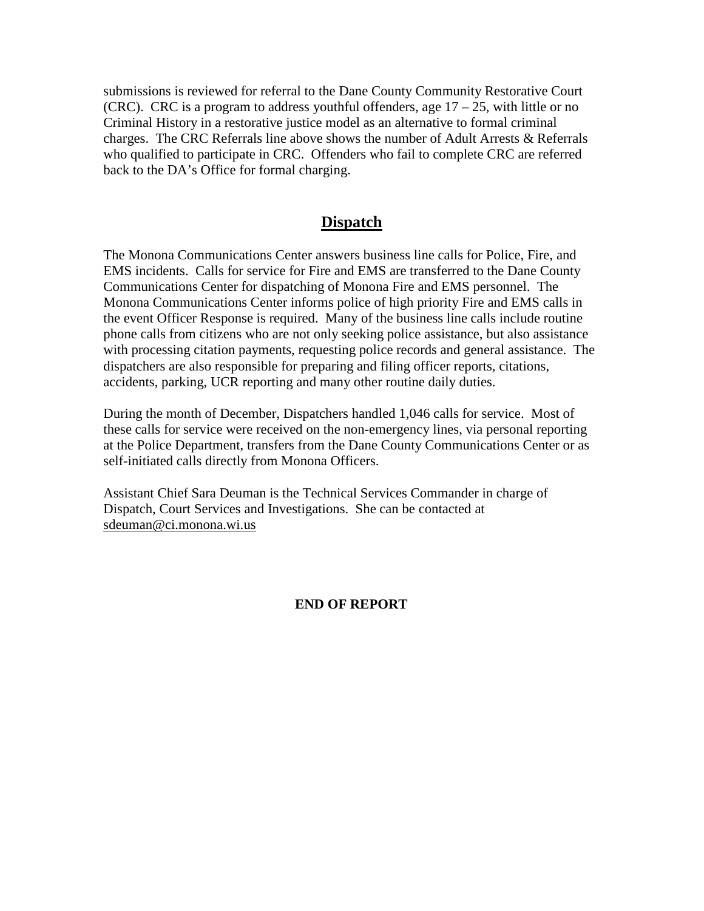submissions is reviewed for referral to the Dane County Community Restorative Court (CRC). CRC is a program to address youthful offenders, age 17 – 25, with little or no Criminal History in a restorative justice model as an alternative to formal criminal charges. The CRC Referrals line above shows the number of Adult Arrests & Referrals who qualified to participate in CRC. Offenders who fail to complete CRC are referred back to the DA's Office for formal charging.

## Dispatch

The Monona Communications Center answers business line calls for Police, Fire, and EMS incidents. Calls for service for Fire and EMS are transferred to the Dane County Communications Center for dispatching of Monona Fire and EMS personnel. The Monona Communications Center informs police of high priority Fire and EMS calls in the event Officer Response is required. Many of the business line calls include routine phone calls from citizens who are not only seeking police assistance, but also assistance with processing citation payments, requesting police records and general assistance. The dispatchers are also responsible for preparing and filing officer reports, citations, accidents, parking, UCR reporting and many other routine daily duties.

During the month of December, Dispatchers handled 1,046 calls for service. Most of these calls for service were received on the non-emergency lines, via personal reporting at the Police Department, transfers from the Dane County Communications Center or as self-initiated calls directly from Monona Officers.

Assistant Chief Sara Deuman is the Technical Services Commander in charge of Dispatch, Court Services and Investigations. She can be contacted at sdeuman@ci.monona.wi.us

**END OF REPORT**